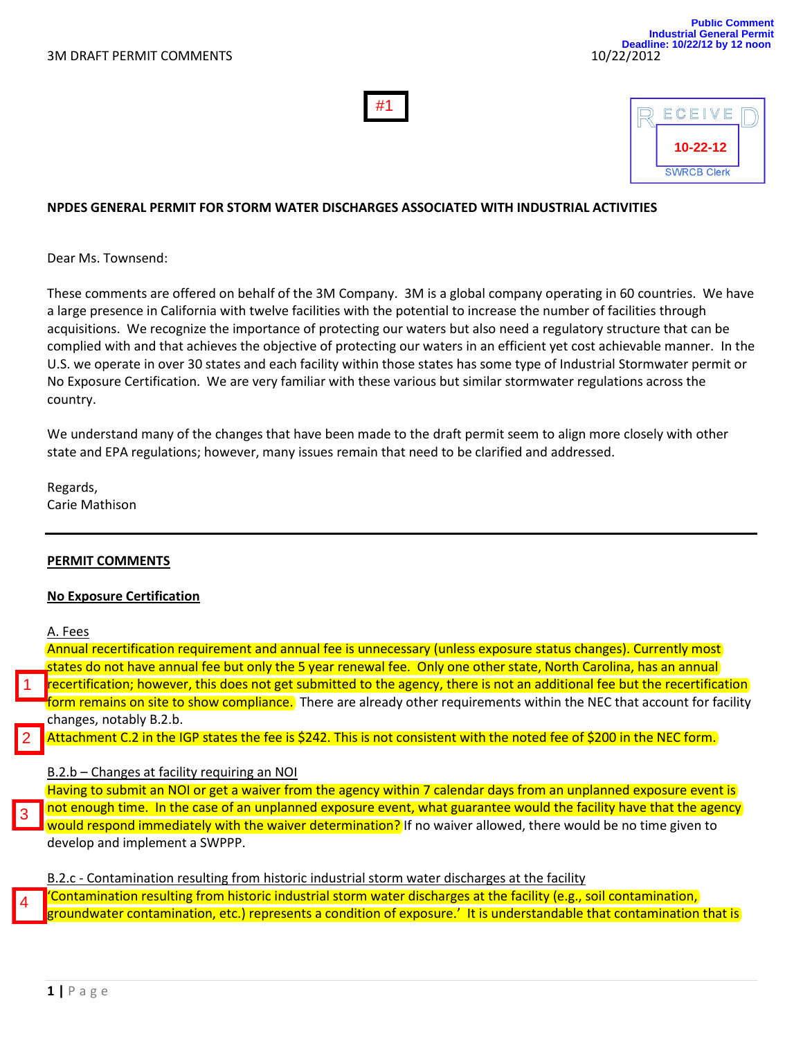Public Comment
Industrial General Permit
Deadline: 10/22/12 by 12 noon

3M DRAFT PERMIT COMMENTS 10/22/2012

#1

RECEIVED
10-22-12
SWRCB Clerk

**NPDES GENERAL PERMIT FOR STORM WATER DISCHARGES ASSOCIATED WITH INDUSTRIAL ACTIVITIES**

Dear Ms. Townsend:

These comments are offered on behalf of the 3M Company. 3M is a global company operating in 60 countries. We have a large presence in California with twelve facilities with the potential to increase the number of facilities through acquisitions. We recognize the importance of protecting our waters but also need a regulatory structure that can be complied with and that achieves the objective of protecting our waters in an efficient yet cost achievable manner. In the U.S. we operate in over 30 states and each facility within those states has some type of Industrial Stormwater permit or No Exposure Certification. We are very familiar with these various but similar stormwater regulations across the country.

We understand many of the changes that have been made to the draft permit seem to align more closely with other state and EPA regulations; however, many issues remain that need to be clarified and addressed.

Regards,
Carie Mathison

---

**PERMIT COMMENTS**

**No Exposure Certification**

A. Fees

1 Annual recertification requirement and annual fee is unnecessary (unless exposure status changes). Currently most states do not have annual fee but only the 5 year renewal fee. Only one other state, North Carolina, has an annual recertification; however, this does not get submitted to the agency, there is not an additional fee but the recertification form remains on site to show compliance. There are already other requirements within the NEC that account for facility changes, notably B.2.b.

2 Attachment C.2 in the IGP states the fee is $242. This is not consistent with the noted fee of $200 in the NEC form.

B.2.b – Changes at facility requiring an NOI

3 Having to submit an NOI or get a waiver from the agency within 7 calendar days from an unplanned exposure event is not enough time. In the case of an unplanned exposure event, what guarantee would the facility have that the agency would respond immediately with the waiver determination? If no waiver allowed, there would be no time given to develop and implement a SWPPP.

B.2.c - Contamination resulting from historic industrial storm water discharges at the facility

4 'Contamination resulting from historic industrial storm water discharges at the facility (e.g., soil contamination, groundwater contamination, etc.) represents a condition of exposure.' It is understandable that contamination that is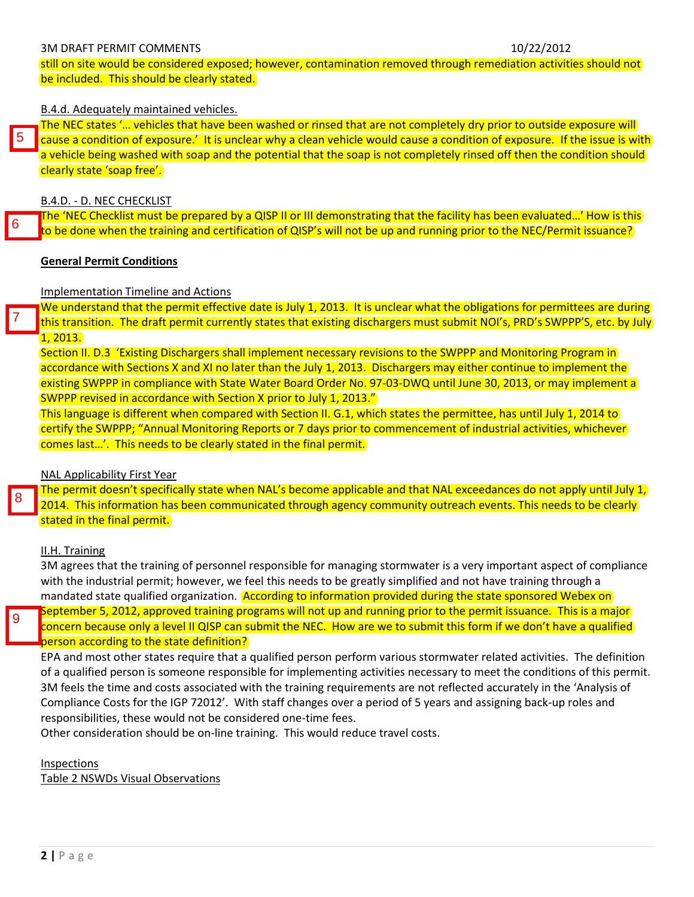still on site would be considered exposed; however, contamination removed through remediation activities should not be included. This should be clearly stated.

B.4.d. Adequately maintained vehicles.

5

The NEC states '… vehicles that have been washed or rinsed that are not completely dry prior to outside exposure will cause a condition of exposure.' It is unclear why a clean vehicle would cause a condition of exposure. If the issue is with a vehicle being washed with soap and the potential that the soap is not completely rinsed off then the condition should clearly state 'soap free'.

B.4.D. - D. NEC CHECKLIST

6

The 'NEC Checklist must be prepared by a QISP II or III demonstrating that the facility has been evaluated…' How is this to be done when the training and certification of QISP's will not be up and running prior to the NEC/Permit issuance?

**General Permit Conditions**

Implementation Timeline and Actions

7

We understand that the permit effective date is July 1, 2013. It is unclear what the obligations for permittees are during this transition. The draft permit currently states that existing dischargers must submit NOI's, PRD's SWPPP'S, etc. by July 1, 2013.

Section II. D.3 'Existing Dischargers shall implement necessary revisions to the SWPPP and Monitoring Program in accordance with Sections X and XI no later than the July 1, 2013. Dischargers may either continue to implement the existing SWPPP in compliance with State Water Board Order No. 97-03-DWQ until June 30, 2013, or may implement a SWPPP revised in accordance with Section X prior to July 1, 2013."

This language is different when compared with Section II. G.1, which states the permittee, has until July 1, 2014 to certify the SWPPP; "Annual Monitoring Reports or 7 days prior to commencement of industrial activities, whichever comes last…'. This needs to be clearly stated in the final permit.

NAL Applicability First Year

8

The permit doesn't specifically state when NAL's become applicable and that NAL exceedances do not apply until July 1, 2014. This information has been communicated through agency community outreach events. This needs to be clearly stated in the final permit.

II.H. Training

3M agrees that the training of personnel responsible for managing stormwater is a very important aspect of compliance with the industrial permit; however, we feel this needs to be greatly simplified and not have training through a mandated state qualified organization. According to information provided during the state sponsored Webex on September 5, 2012, approved training programs will not up and running prior to the permit issuance. This is a major concern because only a level II QISP can submit the NEC. How are we to submit this form if we don't have a qualified person according to the state definition?

9

EPA and most other states require that a qualified person perform various stormwater related activities. The definition of a qualified person is someone responsible for implementing activities necessary to meet the conditions of this permit. 3M feels the time and costs associated with the training requirements are not reflected accurately in the 'Analysis of Compliance Costs for the IGP 72012'. With staff changes over a period of 5 years and assigning back-up roles and responsibilities, these would not be considered one-time fees.

Other consideration should be on-line training. This would reduce travel costs.

Inspections

Table 2 NSWDs Visual Observations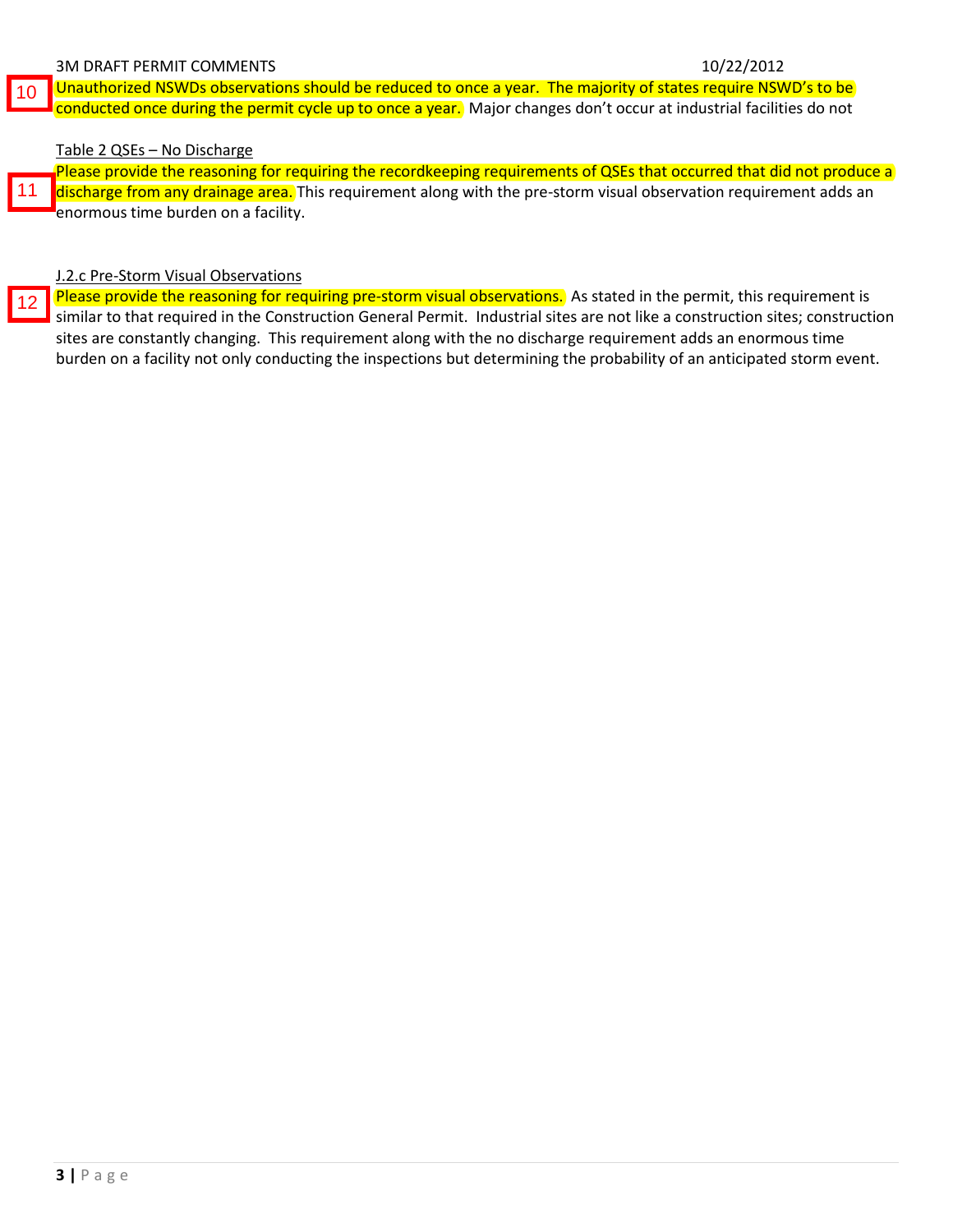10 Unauthorized NSWDs observations should be reduced to once a year. The majority of states require NSWD's to be conducted once during the permit cycle up to once a year. Major changes don't occur at industrial facilities do not

Table 2 QSEs – No Discharge

11 Please provide the reasoning for requiring the recordkeeping requirements of QSEs that occurred that did not produce a discharge from any drainage area. This requirement along with the pre-storm visual observation requirement adds an enormous time burden on a facility.

J.2.c Pre-Storm Visual Observations

12 Please provide the reasoning for requiring pre-storm visual observations. As stated in the permit, this requirement is similar to that required in the Construction General Permit. Industrial sites are not like a construction sites; construction sites are constantly changing. This requirement along with the no discharge requirement adds an enormous time burden on a facility not only conducting the inspections but determining the probability of an anticipated storm event.